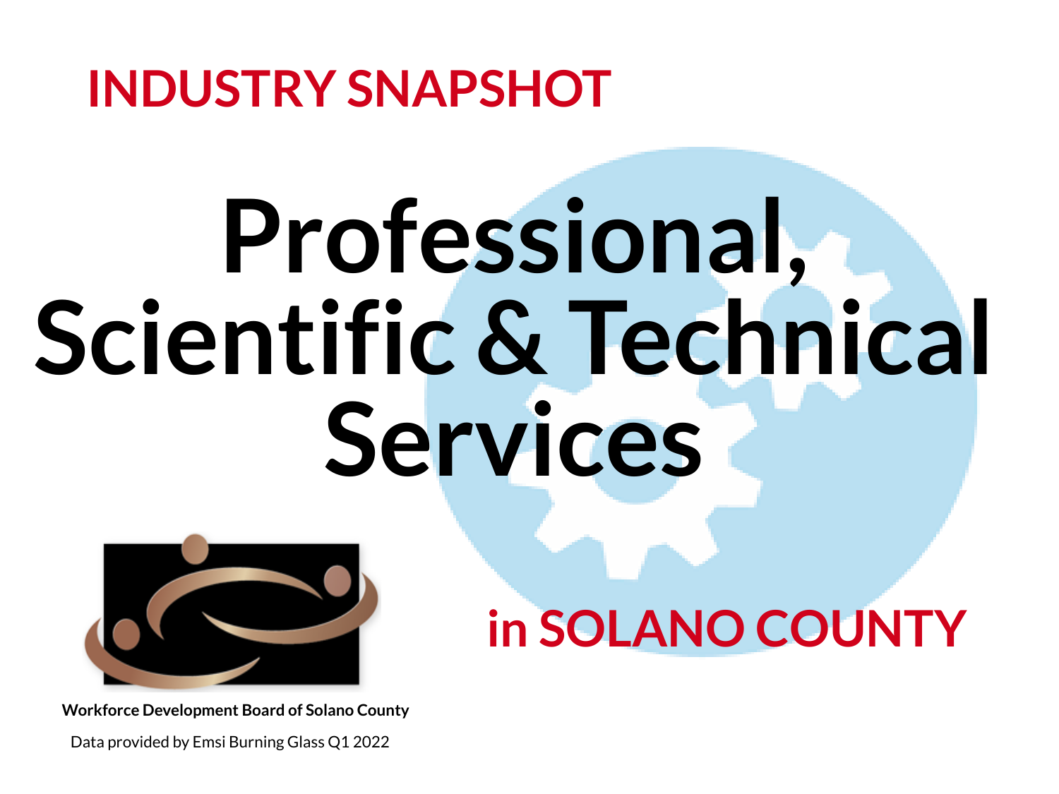## INDUSTRY SNAPSHOT

# Professional, Scientific & Technical Services

## in SOLANO COUNTY

**Workforce Development Board of Solano County**

Data provided by Emsi Burning Glass Q1 2022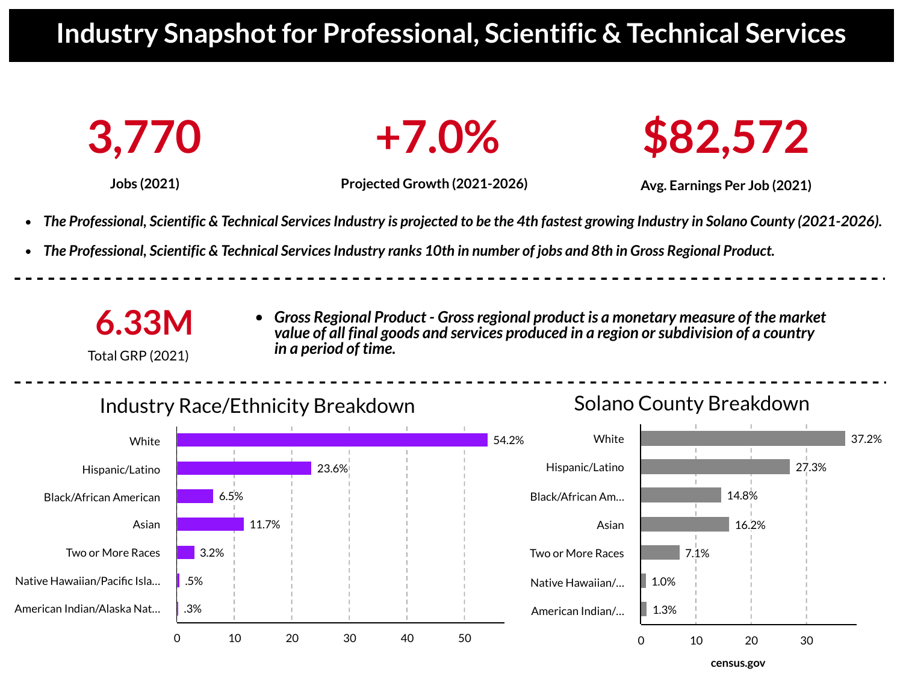# Industry Snapshot for Professional, Scientific & Technical Services

**3,770**
**Jobs (2021)**

**+7.0%**
**Projected Growth (2021-2026)**

**$82,572**
**Avg. Earnings Per Job (2021)**

- ***The Professional, Scientific & Technical Services Industry is projected to be the 4th fastest growing Industry in Solano County (2021-2026).***
- ***The Professional, Scientific & Technical Services Industry ranks 10th in number of jobs and 8th in Gross Regional Product.***

---

**6.33M**
Total GRP (2021)

- ***Gross Regional Product - Gross regional product is a monetary measure of the market value of all final goods and services produced in a region or subdivision of a country in a period of time.***

---

## Industry Race/Ethnicity Breakdown

| Race/Ethnicity | Percent |
|---|---|
| White | 54.2% |
| Hispanic/Latino | 23.6% |
| Black/African American | 6.5% |
| Asian | 11.7% |
| Two or More Races | 3.2% |
| Native Hawaiian/Pacific Isla... | .5% |
| American Indian/Alaska Nat... | .3% |

## Solano County Breakdown

| Race/Ethnicity | Percent |
|---|---|
| White | 37.2% |
| Hispanic/Latino | 27.3% |
| Black/African Am... | 14.8% |
| Asian | 16.2% |
| Two or More Races | 7.1% |
| Native Hawaiian/... | 1.0% |
| American Indian/... | 1.3% |

census.gov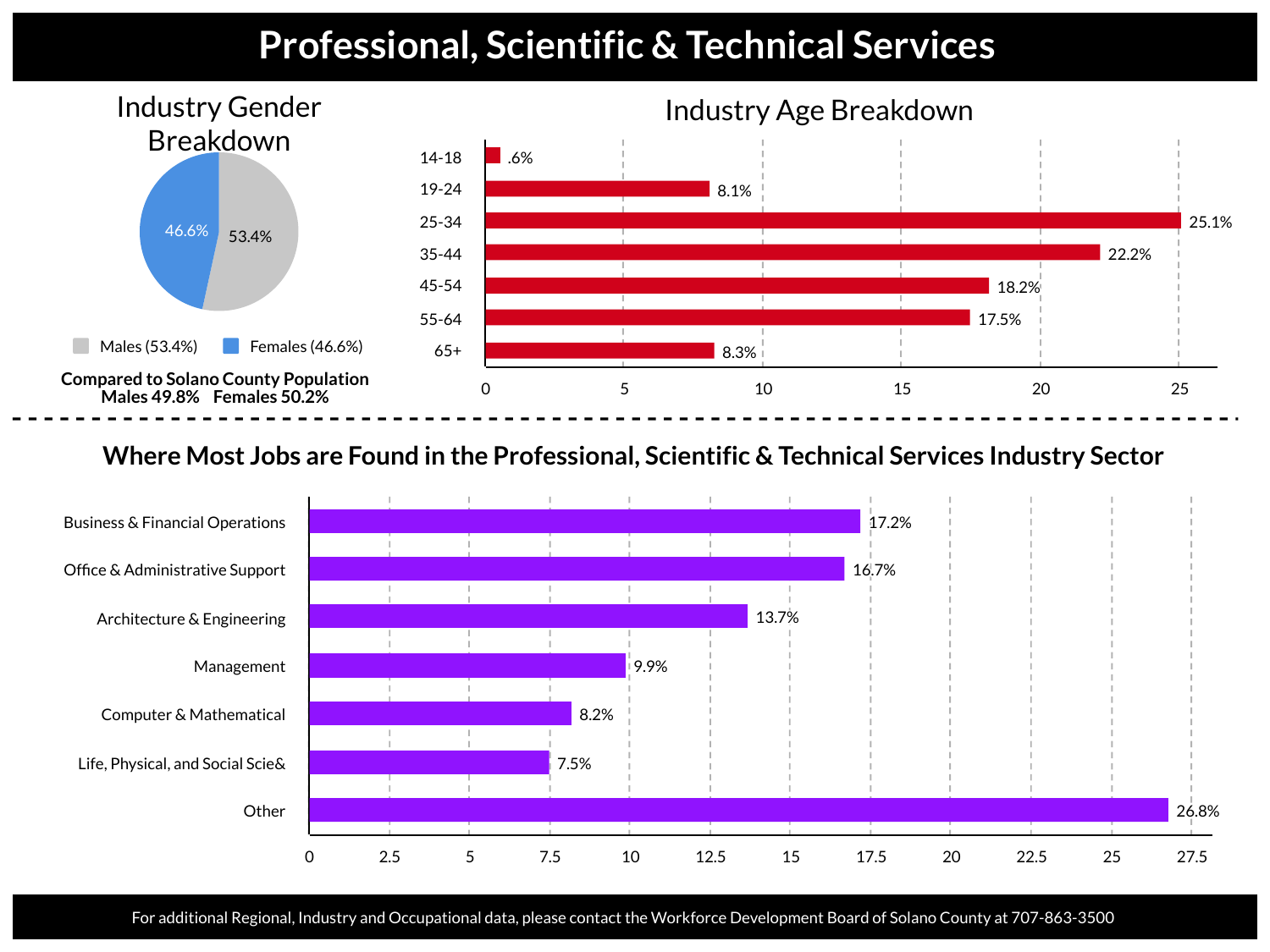# Professional, Scientific & Technical Services

## Industry Gender Breakdown

46.6%
53.4%

Males (53.4%)
Females (46.6%)

**Compared to Solano County Population**
**Males 49.8% Females 50.2%**

## Industry Age Breakdown

14-18
19-24
25-34
35-44
45-54
55-64
65+

.6%
8.1%
25.1%
22.2%
18.2%
17.5%
8.3%

0
5
10
15
20
25

## Where Most Jobs are Found in the Professional, Scientific & Technical Services Industry Sector

Business & Financial Operations
Office & Administrative Support
Architecture & Engineering
Management
Computer & Mathematical
Life, Physical, and Social Scie&
Other

17.2%
16.7%
13.7%
9.9%
8.2%
7.5%
26.8%

0
2.5
5
7.5
10
12.5
15
17.5
20
22.5
25
27.5

For additional Regional, Industry and Occupational data, please contact the Workforce Development Board of Solano County at 707-863-3500